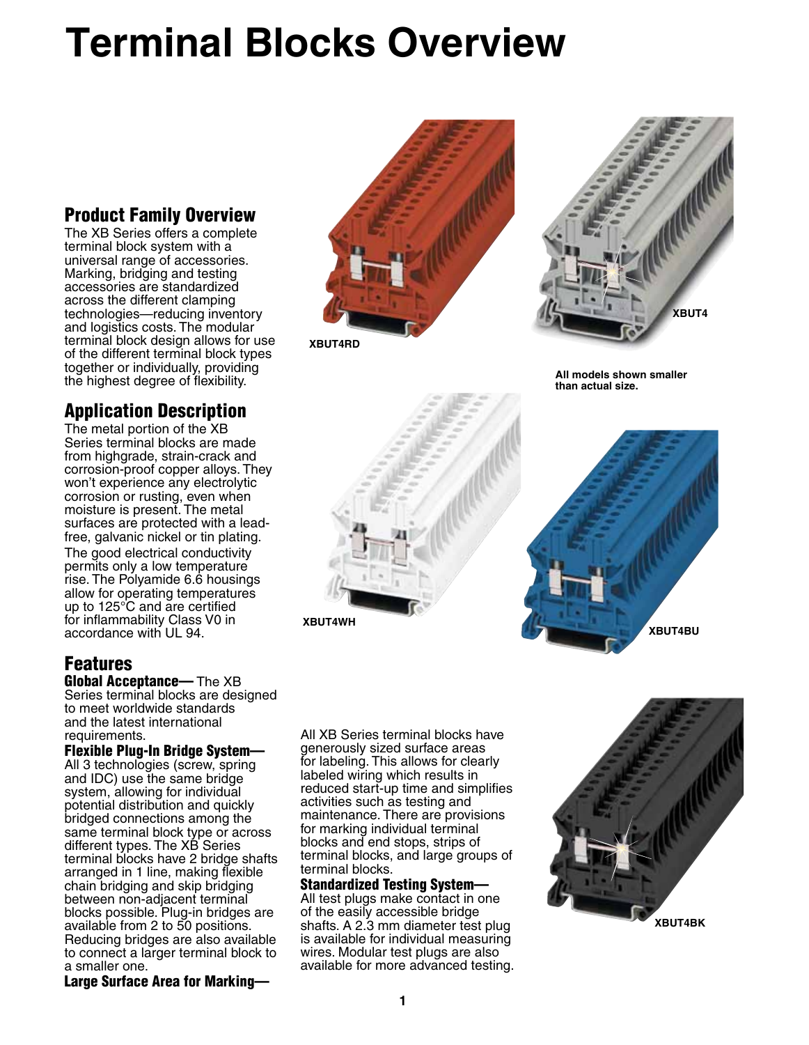# Terminal Blocks Overview

## Product Family Overview

The XB Series offers a complete terminal block system with a universal range of accessories. Marking, bridging and testing accessories are standardized across the different clamping technologies—reducing inventory and logistics costs. The modular terminal block design allows for use of the different terminal block types together or individually, providing the highest degree of flexibility.

XBUT4RD

XBUT4

All models shown smaller than actual size.

## Application Description

The metal portion of the XB Series terminal blocks are made from highgrade, strain-crack and corrosion-proof copper alloys. They won't experience any electrolytic corrosion or rusting, even when moisture is present. The metal surfaces are protected with a lead-free, galvanic nickel or tin plating.

The good electrical conductivity permits only a low temperature rise. The Polyamide 6.6 housings allow for operating temperatures up to 125°C and are certified for inflammability Class V0 in accordance with UL 94.

XBUT4WH

XBUT4BU

## Features

**Global Acceptance—** The XB Series terminal blocks are designed to meet worldwide standards and the latest international requirements.

**Flexible Plug-In Bridge System—** All 3 technologies (screw, spring and IDC) use the same bridge system, allowing for individual potential distribution and quickly bridged connections among the same terminal block type or across different types. The XB Series terminal blocks have 2 bridge shafts arranged in 1 line, making flexible chain bridging and skip bridging between non-adjacent terminal blocks possible. Plug-in bridges are available from 2 to 50 positions. Reducing bridges are also available to connect a larger terminal block to a smaller one.

**Large Surface Area for Marking—** All XB Series terminal blocks have generously sized surface areas for labeling. This allows for clearly labeled wiring which results in reduced start-up time and simplifies activities such as testing and maintenance. There are provisions for marking individual terminal blocks and end stops, strips of terminal blocks, and large groups of terminal blocks.

**Standardized Testing System—** All test plugs make contact in one of the easily accessible bridge shafts. A 2.3 mm diameter test plug is available for individual measuring wires. Modular test plugs are also available for more advanced testing.

XBUT4BK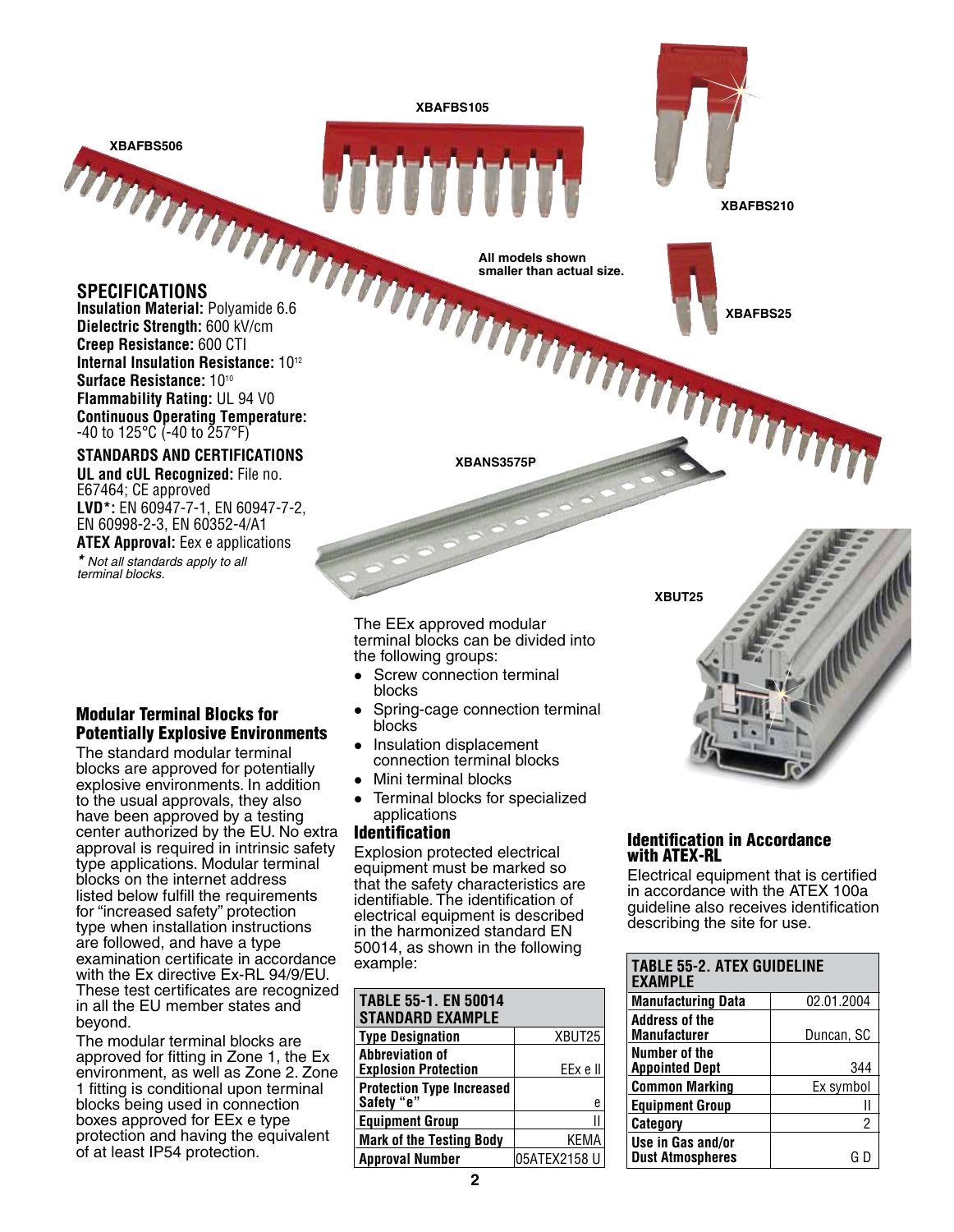XBAFBS506

XBAFBS105

XBAFBS210

XBAFBS25

All models shown smaller than actual size.

XBANS3575P

XBUT25

## SPECIFICATIONS

**Insulation Material:** Polyamide 6.6
**Dielectric Strength:** 600 kV/cm
**Creep Resistance:** 600 CTI
**Internal Insulation Resistance:** $10^{12}$
**Surface Resistance:** $10^{10}$
**Flammability Rating:** UL 94 V0
**Continuous Operating Temperature:** -40 to 125°C (-40 to 257°F)

### STANDARDS AND CERTIFICATIONS

**UL and cUL Recognized:** File no. E67464; CE approved
**LVD*:** EN 60947-7-1, EN 60947-7-2, EN 60998-2-3, EN 60352-4/A1
**ATEX Approval:** Eex e applications

*\* Not all standards apply to all terminal blocks.*

## Modular Terminal Blocks for Potentially Explosive Environments

The standard modular terminal blocks are approved for potentially explosive environments. In addition to the usual approvals, they also have been approved by a testing center authorized by the EU. No extra approval is required in intrinsic safety type applications. Modular terminal blocks on the internet address listed below fulfill the requirements for "increased safety" protection type when installation instructions are followed, and have a type examination certificate in accordance with the Ex directive Ex-RL 94/9/EU. These test certificates are recognized in all the EU member states and beyond.

The modular terminal blocks are approved for fitting in Zone 1, the Ex environment, as well as Zone 2. Zone 1 fitting is conditional upon terminal blocks being used in connection boxes approved for EEx e type protection and having the equivalent of at least IP54 protection.

The EEx approved modular terminal blocks can be divided into the following groups:

- Screw connection terminal blocks
- Spring-cage connection terminal blocks
- Insulation displacement connection terminal blocks
- Mini terminal blocks
- Terminal blocks for specialized applications

## Identification

Explosion protected electrical equipment must be marked so that the safety characteristics are identifiable. The identification of electrical equipment is described in the harmonized standard EN 50014, as shown in the following example:

| TABLE 55-1. EN 50014 STANDARD EXAMPLE | |
|---|---|
| **Type Designation** | XBUT25 |
| **Abbreviation of Explosion Protection** | EEx e II |
| **Protection Type Increased Safety "e"** | e |
| **Equipment Group** | II |
| **Mark of the Testing Body** | KEMA |
| **Approval Number** | 05ATEX2158 U |

## Identification in Accordance with ATEX-RL

Electrical equipment that is certified in accordance with the ATEX 100a guideline also receives identification describing the site for use.

| TABLE 55-2. ATEX GUIDELINE EXAMPLE | |
|---|---|
| **Manufacturing Data** | 02.01.2004 |
| **Address of the Manufacturer** | Duncan, SC |
| **Number of the Appointed Dept** | 344 |
| **Common Marking** | Ex symbol |
| **Equipment Group** | II |
| **Category** | 2 |
| **Use in Gas and/or Dust Atmospheres** | G D |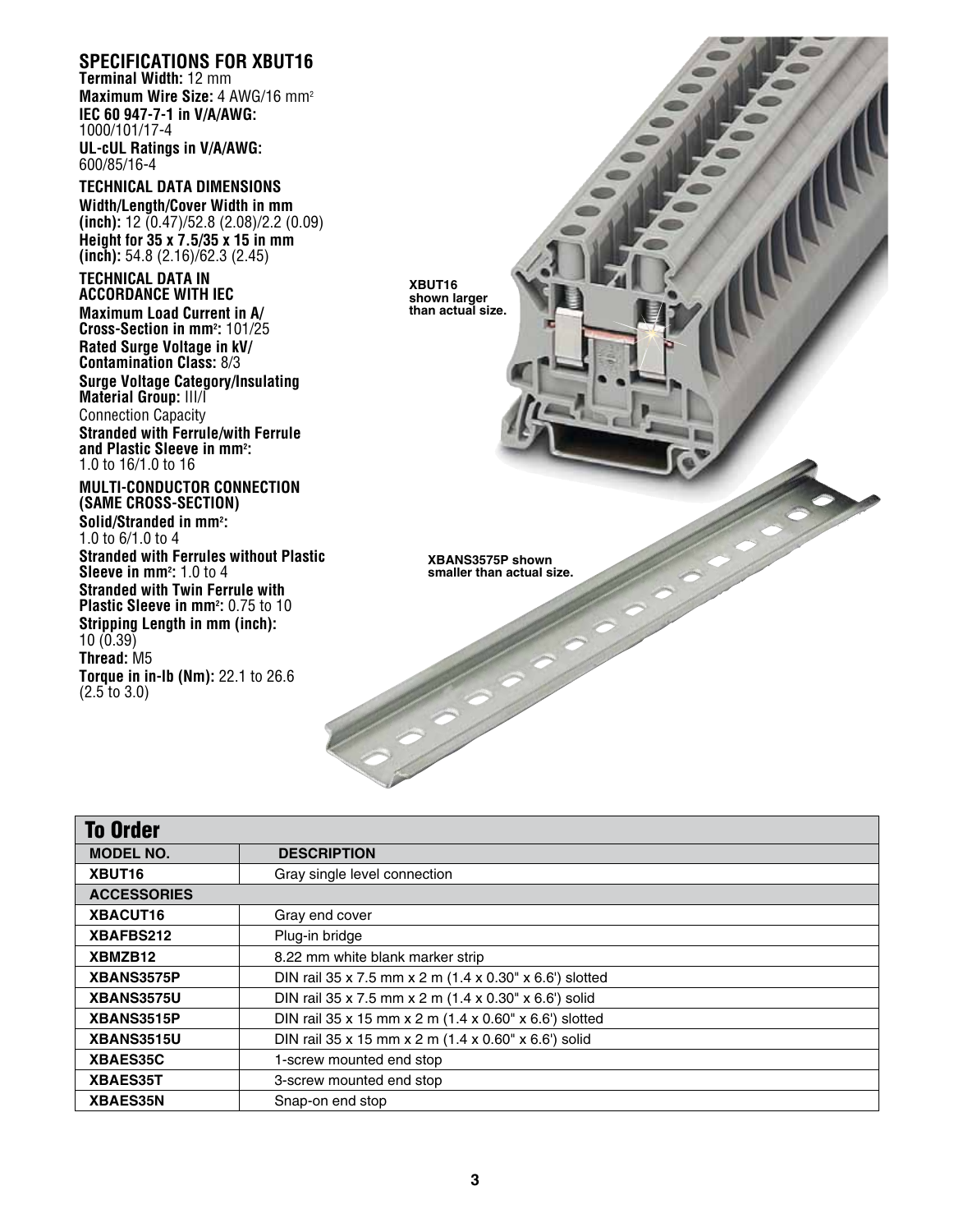## SPECIFICATIONS FOR XBUT16

**Terminal Width:** 12 mm
**Maximum Wire Size:** 4 AWG/16 mm²
**IEC 60 947-7-1 in V/A/AWG:**
1000/101/17-4
**UL-cUL Ratings in V/A/AWG:**
600/85/16-4

### TECHNICAL DATA DIMENSIONS

**Width/Length/Cover Width in mm (inch):** 12 (0.47)/52.8 (2.08)/2.2 (0.09)
**Height for 35 x 7.5/35 x 15 in mm (inch):** 54.8 (2.16)/62.3 (2.45)

### TECHNICAL DATA IN ACCORDANCE WITH IEC

**Maximum Load Current in A/ Cross-Section in mm²:** 101/25
**Rated Surge Voltage in kV/ Contamination Class:** 8/3
**Surge Voltage Category/Insulating Material Group:** III/I
Connection Capacity
**Stranded with Ferrule/with Ferrule and Plastic Sleeve in mm²:**
1.0 to 16/1.0 to 16

### MULTI-CONDUCTOR CONNECTION (SAME CROSS-SECTION)

**Solid/Stranded in mm²:**
1.0 to 6/1.0 to 4
**Stranded with Ferrules without Plastic Sleeve in mm²:** 1.0 to 4
**Stranded with Twin Ferrule with Plastic Sleeve in mm²:** 0.75 to 10
**Stripping Length in mm (inch):**
10 (0.39)
**Thread:** M5
**Torque in in-lb (Nm):** 22.1 to 26.6 (2.5 to 3.0)

XBUT16 shown larger than actual size.

XBANS3575P shown smaller than actual size.

## To Order

| MODEL NO. | DESCRIPTION |
|---|---|
| XBUT16 | Gray single level connection |
| **ACCESSORIES** | |
| XBACUT16 | Gray end cover |
| XBAFBS212 | Plug-in bridge |
| XBMZB12 | 8.22 mm white blank marker strip |
| XBANS3575P | DIN rail 35 x 7.5 mm x 2 m (1.4 x 0.30" x 6.6') slotted |
| XBANS3575U | DIN rail 35 x 7.5 mm x 2 m (1.4 x 0.30" x 6.6') solid |
| XBANS3515P | DIN rail 35 x 15 mm x 2 m (1.4 x 0.60" x 6.6') slotted |
| XBANS3515U | DIN rail 35 x 15 mm x 2 m (1.4 x 0.60" x 6.6') solid |
| XBAES35C | 1-screw mounted end stop |
| XBAES35T | 3-screw mounted end stop |
| XBAES35N | Snap-on end stop |